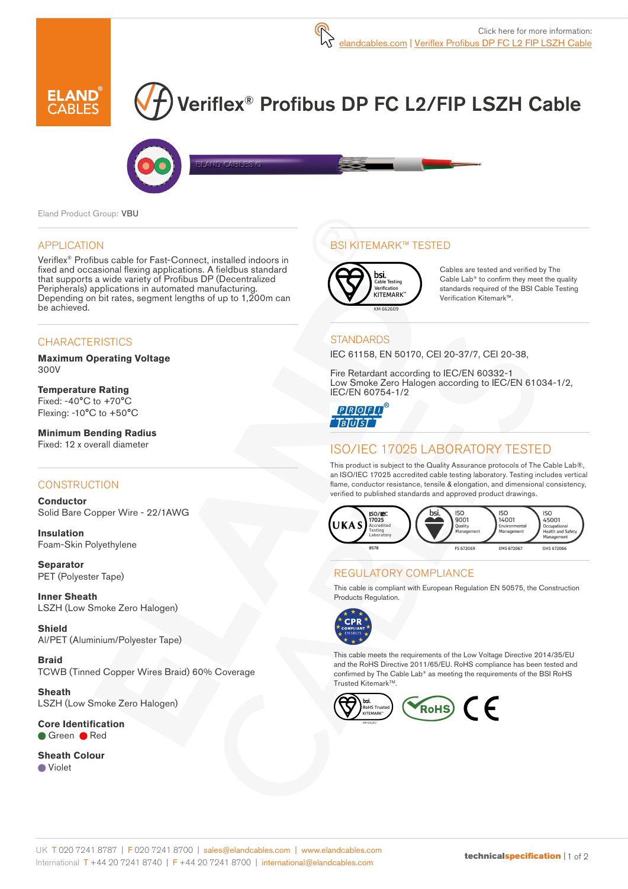Click here for more information:
elandcables.com | Veriflex Profibus DP FC L2 FIP LSZH Cable

# Veriflex® Profibus DP FC L2/FIP LSZH Cable

Eland Product Group: VBU

## APPLICATION

Veriflex® Profibus cable for Fast-Connect, installed indoors in fixed and occasional flexing applications. A fieldbus standard that supports a wide variety of Profibus DP (Decentralized Peripherals) applications in automated manufacturing. Depending on bit rates, segment lengths of up to 1,200m can be achieved.

## CHARACTERISTICS

**Maximum Operating Voltage**
300V

**Temperature Rating**
Fixed: -40°C to +70°C
Flexing: -10°C to +50°C

**Minimum Bending Radius**
Fixed: 12 x overall diameter

## CONSTRUCTION

**Conductor**
Solid Bare Copper Wire - 22/1AWG

**Insulation**
Foam-Skin Polyethylene

**Separator**
PET (Polyester Tape)

**Inner Sheath**
LSZH (Low Smoke Zero Halogen)

**Shield**
Al/PET (Aluminium/Polyester Tape)

**Braid**
TCWB (Tinned Copper Wires Braid) 60% Coverage

**Sheath**
LSZH (Low Smoke Zero Halogen)

**Core Identification**
● Green ● Red

**Sheath Colour**
● Violet

## BSI KITEMARK™ TESTED

bsi. Cable Testing Verification KITEMARK™ KM 662609

Cables are tested and verified by The Cable Lab® to confirm they meet the quality standards required of the BSI Cable Testing Verification Kitemark™.

## STANDARDS

IEC 61158, EN 50170, CEI 20-37/7, CEI 20-38,

Fire Retardant according to IEC/EN 60332-1
Low Smoke Zero Halogen according to IEC/EN 61034-1/2, IEC/EN 60754-1/2

PROFI BUS®

## ISO/IEC 17025 LABORATORY TESTED

This product is subject to the Quality Assurance protocols of The Cable Lab®, an ISO/IEC 17025 accredited cable testing laboratory. Testing includes vertical flame, conductor resistance, tensile & elongation, and dimensional consistency, verified to published standards and approved product drawings.

UKAS ISO/IEC 17025 Accredited Testing Laboratory 8578 | bsi. ISO 9001 Quality Management FS 672069 | ISO 14001 Environmental Management EMS 672067 | ISO 45001 Occupational Health and Safety Management OHS 672066

## REGULATORY COMPLIANCE

This cable is compliant with European Regulation EN 50575, the Construction Products Regulation.

CPR COMPLIANT EN50575

This cable meets the requirements of the Low Voltage Directive 2014/35/EU and the RoHS Directive 2011/65/EU. RoHS compliance has been tested and confirmed by The Cable Lab® as meeting the requirements of the BSI RoHS Trusted Kitemark™.

bsi. RoHS Trusted KITEMARK™ | RoHS | CE

UK T 020 7241 8787 | F 020 7241 8700 | sales@elandcables.com | www.elandcables.com
International T +44 20 7241 8740 | F +44 20 7241 8700 | international@elandcables.com

technicalspecification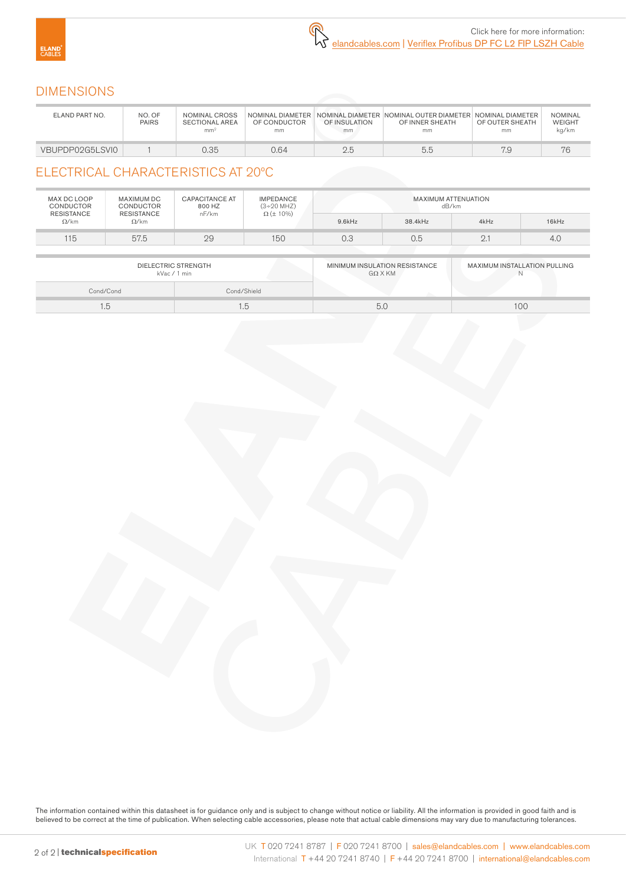Click here for more information:
elandcables.com | Veriflex Profibus DP FC L2 FIP LSZH Cable

## DIMENSIONS

| ELAND PART NO. | NO. OF PAIRS | NOMINAL CROSS SECTIONAL AREA mm² | NOMINAL DIAMETER OF CONDUCTOR mm | NOMINAL DIAMETER OF INSULATION mm | NOMINAL OUTER DIAMETER OF INNER SHEATH mm | NOMINAL DIAMETER OF OUTER SHEATH mm | NOMINAL WEIGHT kg/km |
|---|---|---|---|---|---|---|---|
| VBUPDP02G5LSVI0 | 1 | 0.35 | 0.64 | 2.5 | 5.5 | 7.9 | 76 |

## ELECTRICAL CHARACTERISTICS AT 20°C

| MAX DC LOOP CONDUCTOR RESISTANCE Ω/km | MAXIMUM DC CONDUCTOR RESISTANCE Ω/km | CAPACITANCE AT 800 HZ nF/km | IMPEDANCE (3÷20 MHZ) Ω (± 10%) | MAXIMUM ATTENUATION dB/km | | | |
|---|---|---|---|---|---|---|---|
| | | | | 9.6kHz | 38.4kHz | 4kHz | 16kHz |
| 115 | 57.5 | 29 | 150 | 0.3 | 0.5 | 2.1 | 4.0 |

| DIELECTRIC STRENGTH kVac / 1 min | | MINIMUM INSULATION RESISTANCE GΩ X KM | MAXIMUM INSTALLATION PULLING N |
|---|---|---|---|
| Cond/Cond | Cond/Shield | | |
| 1.5 | 1.5 | 5.0 | 100 |

The information contained within this datasheet is for guidance only and is subject to change without notice or liability. All the information is provided in good faith and is believed to be correct at the time of publication. When selecting cable accessories, please note that actual cable dimensions may vary due to manufacturing tolerances.

UK T 020 7241 8787 | F 020 7241 8700 | sales@elandcables.com | www.elandcables.com
International T +44 20 7241 8740 | F +44 20 7241 8700 | international@elandcables.com